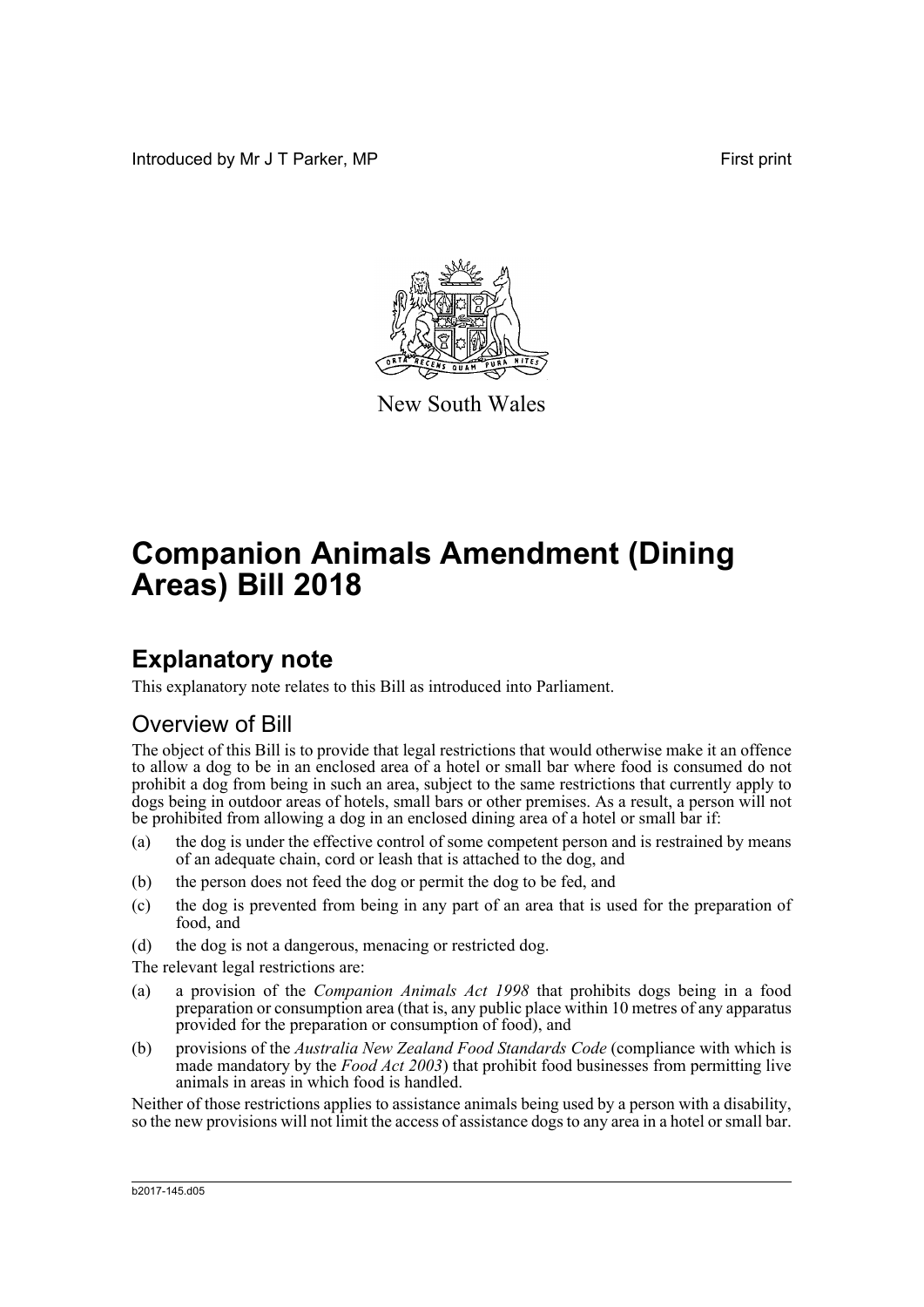Introduced by Mr J T Parker, MP

First print

New South Wales

# Companion Animals Amendment (Dining Areas) Bill 2018

## Explanatory note

This explanatory note relates to this Bill as introduced into Parliament.

### Overview of Bill

The object of this Bill is to provide that legal restrictions that would otherwise make it an offence to allow a dog to be in an enclosed area of a hotel or small bar where food is consumed do not prohibit a dog from being in such an area, subject to the same restrictions that currently apply to dogs being in outdoor areas of hotels, small bars or other premises. As a result, a person will not be prohibited from allowing a dog in an enclosed dining area of a hotel or small bar if:

(a) the dog is under the effective control of some competent person and is restrained by means of an adequate chain, cord or leash that is attached to the dog, and

(b) the person does not feed the dog or permit the dog to be fed, and

(c) the dog is prevented from being in any part of an area that is used for the preparation of food, and

(d) the dog is not a dangerous, menacing or restricted dog.

The relevant legal restrictions are:

(a) a provision of the *Companion Animals Act 1998* that prohibits dogs being in a food preparation or consumption area (that is, any public place within 10 metres of any apparatus provided for the preparation or consumption of food), and

(b) provisions of the *Australia New Zealand Food Standards Code* (compliance with which is made mandatory by the *Food Act 2003*) that prohibit food businesses from permitting live animals in areas in which food is handled.

Neither of those restrictions applies to assistance animals being used by a person with a disability, so the new provisions will not limit the access of assistance dogs to any area in a hotel or small bar.

b2017-145.d05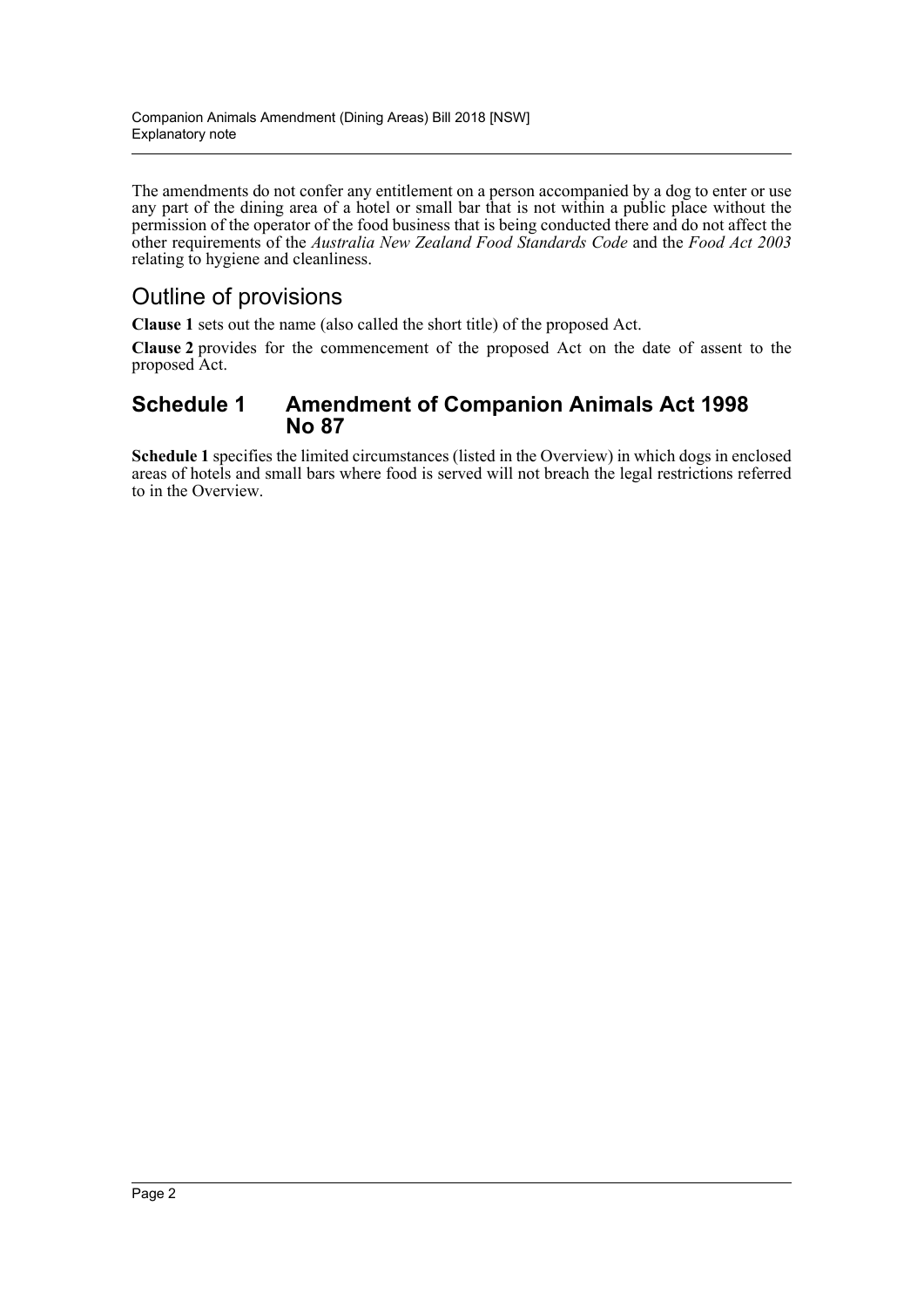The amendments do not confer any entitlement on a person accompanied by a dog to enter or use any part of the dining area of a hotel or small bar that is not within a public place without the permission of the operator of the food business that is being conducted there and do not affect the other requirements of the *Australia New Zealand Food Standards Code* and the *Food Act 2003* relating to hygiene and cleanliness.

## Outline of provisions

**Clause 1** sets out the name (also called the short title) of the proposed Act.

**Clause 2** provides for the commencement of the proposed Act on the date of assent to the proposed Act.

### Schedule 1 Amendment of Companion Animals Act 1998 No 87

**Schedule 1** specifies the limited circumstances (listed in the Overview) in which dogs in enclosed areas of hotels and small bars where food is served will not breach the legal restrictions referred to in the Overview.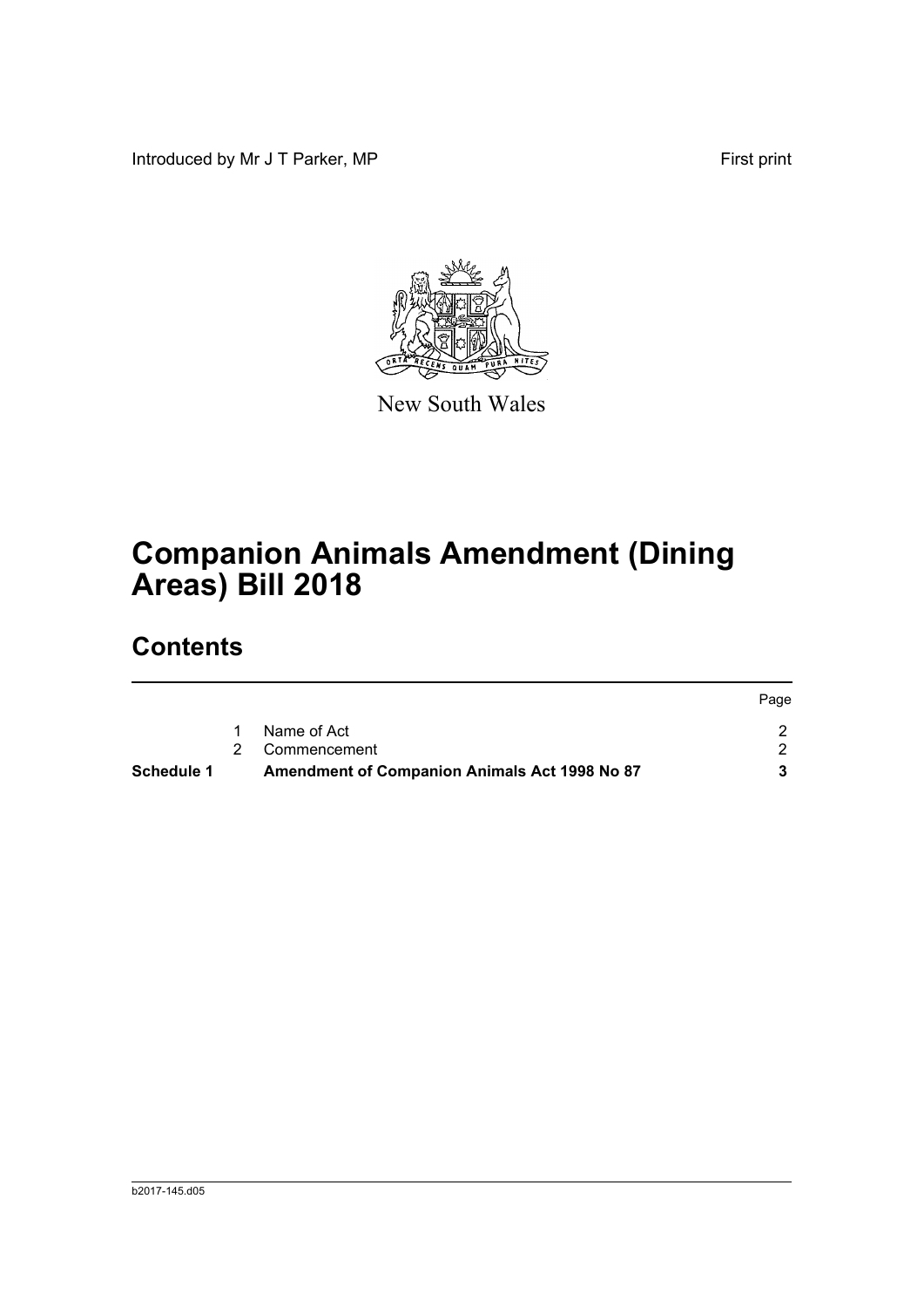Introduced by Mr J T Parker, MP First print

New South Wales

# Companion Animals Amendment (Dining Areas) Bill 2018

## Contents

| | | | Page |
|---|---|---|---|
| | 1 | Name of Act | 2 |
| | 2 | Commencement | 2 |
| **Schedule 1** | | **Amendment of Companion Animals Act 1998 No 87** | **3** |

b2017-145.d05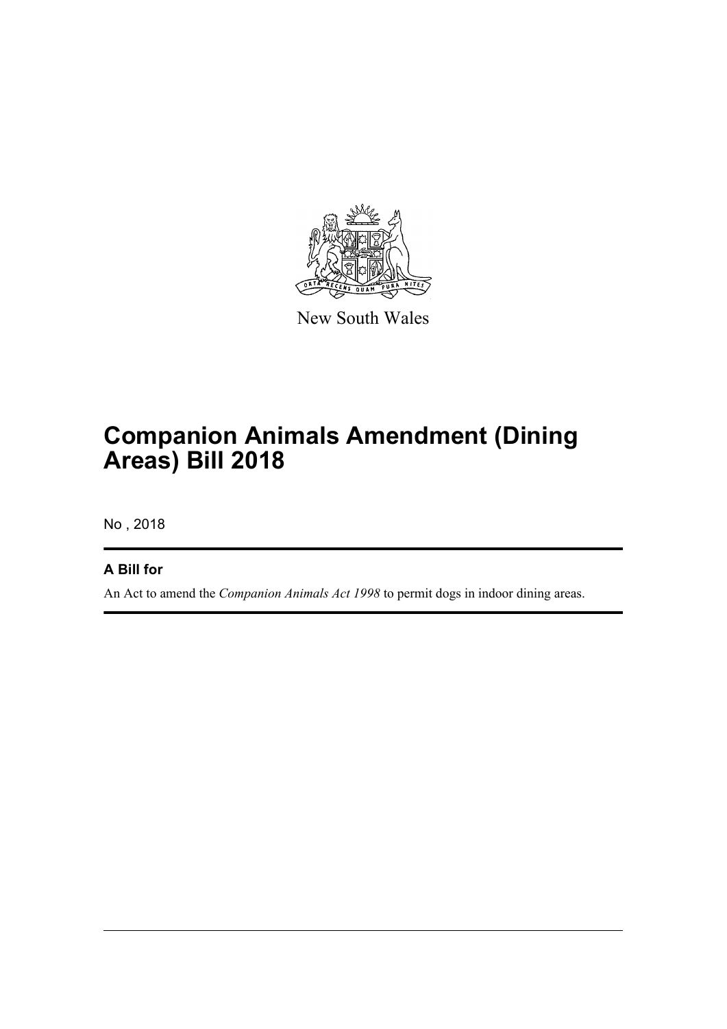New South Wales

# Companion Animals Amendment (Dining Areas) Bill 2018

No , 2018

### A Bill for

An Act to amend the *Companion Animals Act 1998* to permit dogs in indoor dining areas.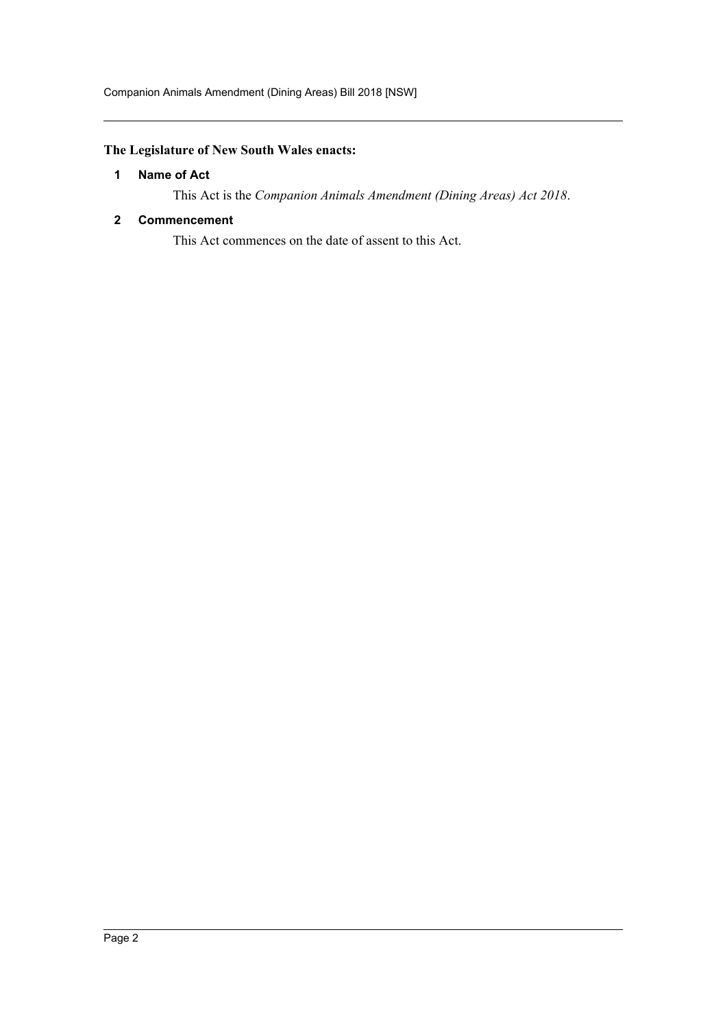**The Legislature of New South Wales enacts:**

### 1 Name of Act

This Act is the *Companion Animals Amendment (Dining Areas) Act 2018*.

### 2 Commencement

This Act commences on the date of assent to this Act.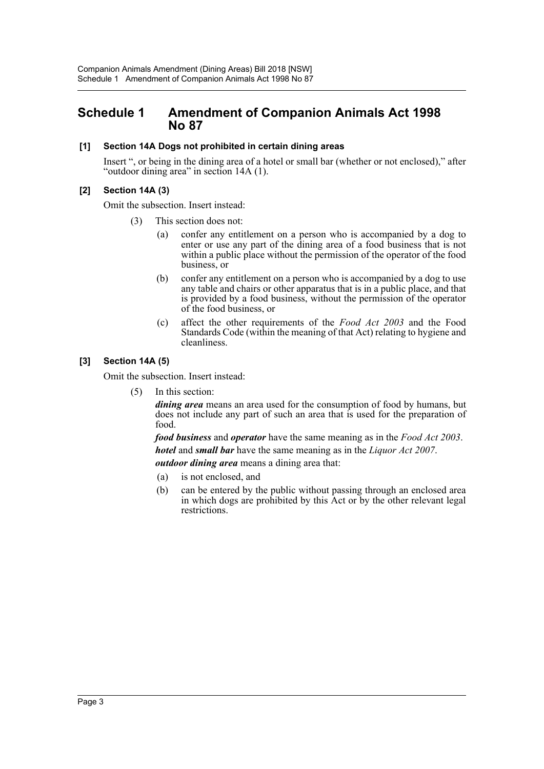# Schedule 1 Amendment of Companion Animals Act 1998 No 87

### [1] Section 14A Dogs not prohibited in certain dining areas

Insert ", or being in the dining area of a hotel or small bar (whether or not enclosed)," after "outdoor dining area" in section 14A (1).

### [2] Section 14A (3)

Omit the subsection. Insert instead:

(3) This section does not:

(a) confer any entitlement on a person who is accompanied by a dog to enter or use any part of the dining area of a food business that is not within a public place without the permission of the operator of the food business, or

(b) confer any entitlement on a person who is accompanied by a dog to use any table and chairs or other apparatus that is in a public place, and that is provided by a food business, without the permission of the operator of the food business, or

(c) affect the other requirements of the *Food Act 2003* and the Food Standards Code (within the meaning of that Act) relating to hygiene and cleanliness.

### [3] Section 14A (5)

Omit the subsection. Insert instead:

(5) In this section:

***dining area*** means an area used for the consumption of food by humans, but does not include any part of such an area that is used for the preparation of food.

***food business*** and ***operator*** have the same meaning as in the *Food Act 2003*.

***hotel*** and ***small bar*** have the same meaning as in the *Liquor Act 2007*.

***outdoor dining area*** means a dining area that:

(a) is not enclosed, and

(b) can be entered by the public without passing through an enclosed area in which dogs are prohibited by this Act or by the other relevant legal restrictions.